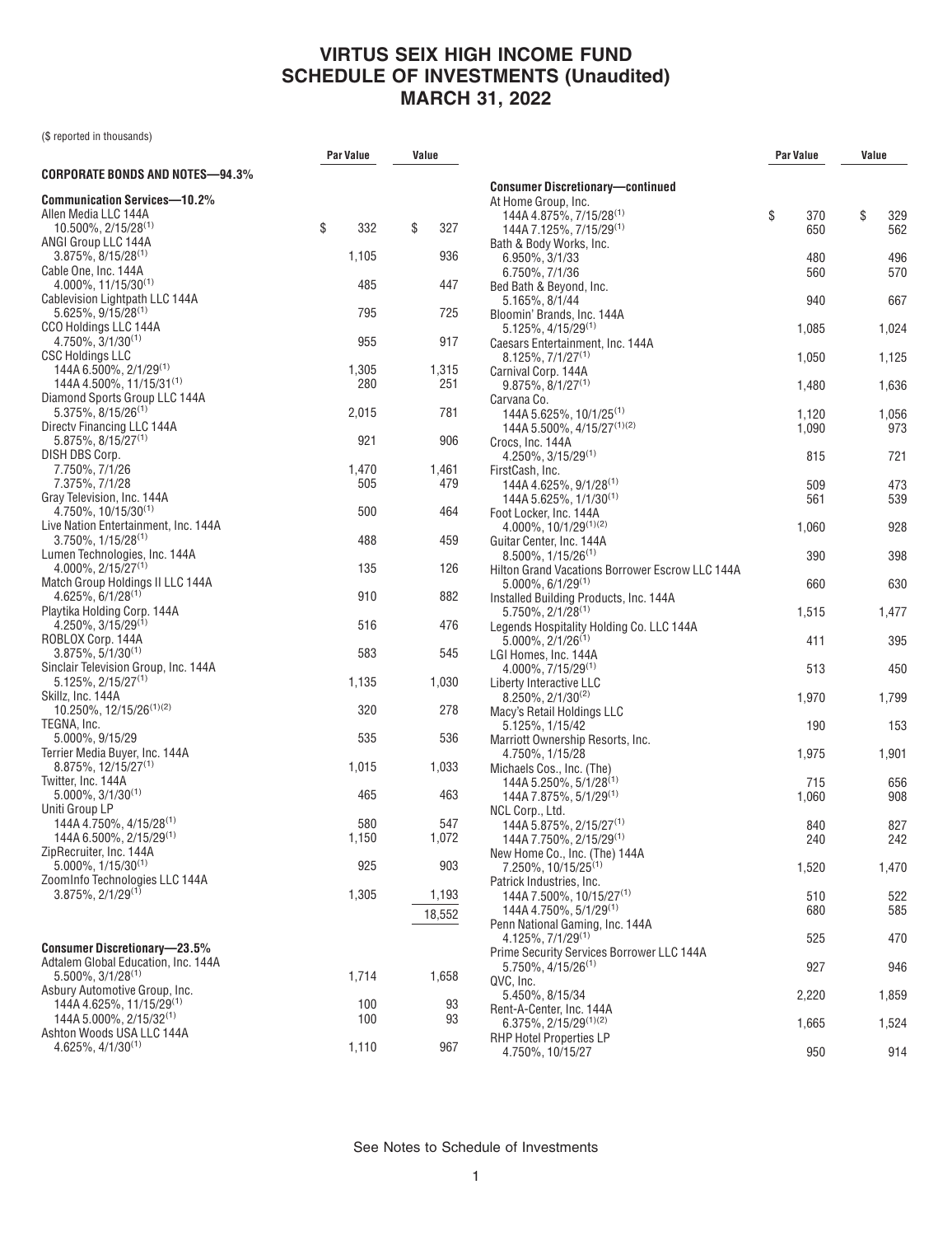# VIRTUS SEIX HIGH INCOME FUND
## SCHEDULE OF INVESTMENTS (Unaudited)
## MARCH 31, 2022

($ reported in thousands)

| | Par Value | Value |
|---|---|---|
| **CORPORATE BONDS AND NOTES—94.3%** | | |
| **Communication Services—10.2%** | | |
| Allen Media LLC 144A 10.500%, 2/15/28[(1)] | $ 332 | $ 327 |
| ANGI Group LLC 144A 3.875%, 8/15/28[(1)] | 1,105 | 936 |
| Cable One, Inc. 144A 4.000%, 11/15/30[(1)] | 485 | 447 |
| Cablevision Lightpath LLC 144A 5.625%, 9/15/28[(1)] | 795 | 725 |
| CCO Holdings LLC 144A 4.750%, 3/1/30[(1)] | 955 | 917 |
| CSC Holdings LLC | | |
| 144A 6.500%, 2/1/29[(1)] | 1,305 | 1,315 |
| 144A 4.500%, 11/15/31[(1)] | 280 | 251 |
| Diamond Sports Group LLC 144A 5.375%, 8/15/26[(1)] | 2,015 | 781 |
| Directv Financing LLC 144A 5.875%, 8/15/27[(1)] | 921 | 906 |
| DISH DBS Corp. | | |
| 7.750%, 7/1/26 | 1,470 | 1,461 |
| 7.375%, 7/1/28 | 505 | 479 |
| Gray Television, Inc. 144A 4.750%, 10/15/30[(1)] | 500 | 464 |
| Live Nation Entertainment, Inc. 144A 3.750%, 1/15/28[(1)] | 488 | 459 |
| Lumen Technologies, Inc. 144A 4.000%, 2/15/27[(1)] | 135 | 126 |
| Match Group Holdings II LLC 144A 4.625%, 6/1/28[(1)] | 910 | 882 |
| Playtika Holding Corp. 144A 4.250%, 3/15/29[(1)] | 516 | 476 |
| ROBLOX Corp. 144A 3.875%, 5/1/30[(1)] | 583 | 545 |
| Sinclair Television Group, Inc. 144A 5.125%, 2/15/27[(1)] | 1,135 | 1,030 |
| Skillz, Inc. 144A 10.250%, 12/15/26[(1)(2)] | 320 | 278 |
| TEGNA, Inc. 5.000%, 9/15/29 | 535 | 536 |
| Terrier Media Buyer, Inc. 144A 8.875%, 12/15/27[(1)] | 1,015 | 1,033 |
| Twitter, Inc. 144A 5.000%, 3/1/30[(1)] | 465 | 463 |
| Uniti Group LP | | |
| 144A 4.750%, 4/15/28[(1)] | 580 | 547 |
| 144A 6.500%, 2/15/29[(1)] | 1,150 | 1,072 |
| ZipRecruiter, Inc. 144A 5.000%, 1/15/30[(1)] | 925 | 903 |
| ZoomInfo Technologies LLC 144A 3.875%, 2/1/29[(1)] | 1,305 | 1,193 |
| | | 18,552 |
| **Consumer Discretionary—23.5%** | | |
| Adtalem Global Education, Inc. 144A 5.500%, 3/1/28[(1)] | 1,714 | 1,658 |
| Asbury Automotive Group, Inc. | | |
| 144A 4.625%, 11/15/29[(1)] | 100 | 93 |
| 144A 5.000%, 2/15/32[(1)] | 100 | 93 |
| Ashton Woods USA LLC 144A 4.625%, 4/1/30[(1)] | 1,110 | 967 |
| **Consumer Discretionary—continued** | | |
| At Home Group, Inc. | | |
| 144A 4.875%, 7/15/28[(1)] | $ 370 | $ 329 |
| 144A 7.125%, 7/15/29[(1)] | 650 | 562 |
| Bath & Body Works, Inc. | | |
| 6.950%, 3/1/33 | 480 | 496 |
| 6.750%, 7/1/36 | 560 | 570 |
| Bed Bath & Beyond, Inc. 5.165%, 8/1/44 | 940 | 667 |
| Bloomin' Brands, Inc. 144A 5.125%, 4/15/29[(1)] | 1,085 | 1,024 |
| Caesars Entertainment, Inc. 144A 8.125%, 7/1/27[(1)] | 1,050 | 1,125 |
| Carnival Corp. 144A 9.875%, 8/1/27[(1)] | 1,480 | 1,636 |
| Carvana Co. | | |
| 144A 5.625%, 10/1/25[(1)] | 1,120 | 1,056 |
| 144A 5.500%, 4/15/27[(1)(2)] | 1,090 | 973 |
| Crocs, Inc. 144A 4.250%, 3/15/29[(1)] | 815 | 721 |
| FirstCash, Inc. | | |
| 144A 4.625%, 9/1/28[(1)] | 509 | 473 |
| 144A 5.625%, 1/1/30[(1)] | 561 | 539 |
| Foot Locker, Inc. 144A 4.000%, 10/1/29[(1)(2)] | 1,060 | 928 |
| Guitar Center, Inc. 144A 8.500%, 1/15/26[(1)] | 390 | 398 |
| Hilton Grand Vacations Borrower Escrow LLC 144A 5.000%, 6/1/29[(1)] | 660 | 630 |
| Installed Building Products, Inc. 144A 5.750%, 2/1/28[(1)] | 1,515 | 1,477 |
| Legends Hospitality Holding Co. LLC 144A 5.000%, 2/1/26[(1)] | 411 | 395 |
| LGI Homes, Inc. 144A 4.000%, 7/15/29[(1)] | 513 | 450 |
| Liberty Interactive LLC 8.250%, 2/1/30[(2)] | 1,970 | 1,799 |
| Macy's Retail Holdings LLC 5.125%, 1/15/42 | 190 | 153 |
| Marriott Ownership Resorts, Inc. 4.750%, 1/15/28 | 1,975 | 1,901 |
| Michaels Cos., Inc. (The) | | |
| 144A 5.250%, 5/1/28[(1)] | 715 | 656 |
| 144A 7.875%, 5/1/29[(1)] | 1,060 | 908 |
| NCL Corp., Ltd. | | |
| 144A 5.875%, 2/15/27[(1)] | 840 | 827 |
| 144A 7.750%, 2/15/29[(1)] | 240 | 242 |
| New Home Co., Inc. (The) 144A 7.250%, 10/15/25[(1)] | 1,520 | 1,470 |
| Patrick Industries, Inc. | | |
| 144A 7.500%, 10/15/27[(1)] | 510 | 522 |
| 144A 4.750%, 5/1/29[(1)] | 680 | 585 |
| Penn National Gaming, Inc. 144A 4.125%, 7/1/29[(1)] | 525 | 470 |
| Prime Security Services Borrower LLC 144A 5.750%, 4/15/26[(1)] | 927 | 946 |
| QVC, Inc. 5.450%, 8/15/34 | 2,220 | 1,859 |
| Rent-A-Center, Inc. 144A 6.375%, 2/15/29[(1)(2)] | 1,665 | 1,524 |
| RHP Hotel Properties LP 4.750%, 10/15/27 | 950 | 914 |

See Notes to Schedule of Investments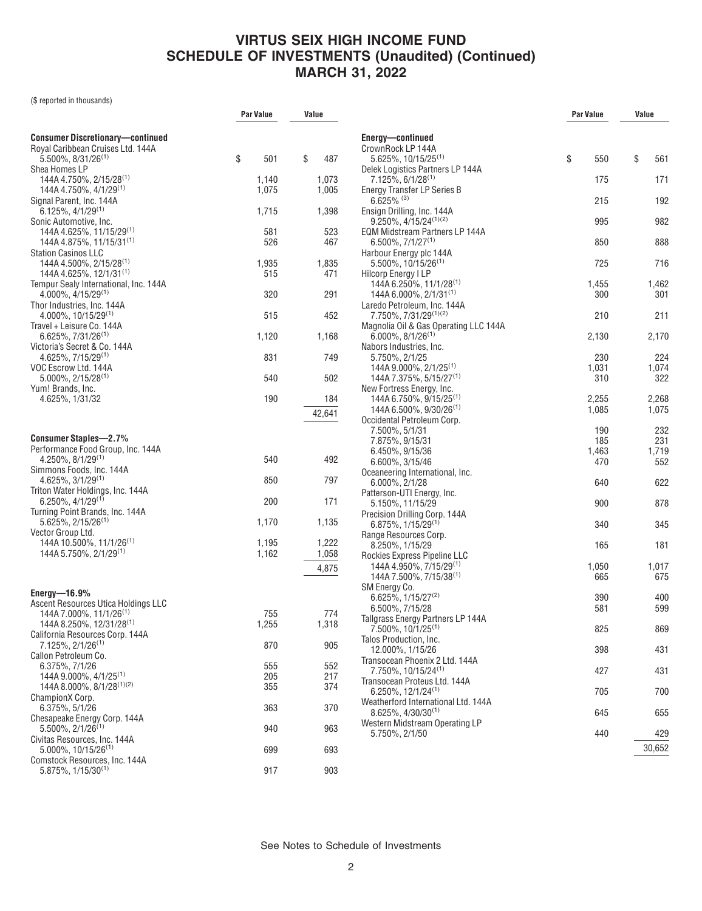# VIRTUS SEIX HIGH INCOME FUND
## SCHEDULE OF INVESTMENTS (Unaudited) (Continued)
## MARCH 31, 2022

($ reported in thousands)

| | Par Value | Value |
|---|---|---|
| **Consumer Discretionary—continued** | | |
| Royal Caribbean Cruises Ltd. 144A 5.500%, 8/31/26[1] | $ 501 | $ 487 |
| Shea Homes LP | | |
| 144A 4.750%, 2/15/28[1] | 1,140 | 1,073 |
| 144A 4.750%, 4/1/29[1] | 1,075 | 1,005 |
| Signal Parent, Inc. 144A 6.125%, 4/1/29[1] | 1,715 | 1,398 |
| Sonic Automotive, Inc. | | |
| 144A 4.625%, 11/15/29[1] | 581 | 523 |
| 144A 4.875%, 11/15/31[1] | 526 | 467 |
| Station Casinos LLC | | |
| 144A 4.500%, 2/15/28[1] | 1,935 | 1,835 |
| 144A 4.625%, 12/1/31[1] | 515 | 471 |
| Tempur Sealy International, Inc. 144A 4.000%, 4/15/29[1] | 320 | 291 |
| Thor Industries, Inc. 144A 4.000%, 10/15/29[1] | 515 | 452 |
| Travel + Leisure Co. 144A 6.625%, 7/31/26[1] | 1,120 | 1,168 |
| Victoria's Secret & Co. 144A 4.625%, 7/15/29[1] | 831 | 749 |
| VOC Escrow Ltd. 144A 5.000%, 2/15/28[1] | 540 | 502 |
| Yum! Brands, Inc. 4.625%, 1/31/32 | 190 | 184 |
| | | 42,641 |
| **Consumer Staples—2.7%** | | |
| Performance Food Group, Inc. 144A 4.250%, 8/1/29[1] | 540 | 492 |
| Simmons Foods, Inc. 144A 4.625%, 3/1/29[1] | 850 | 797 |
| Triton Water Holdings, Inc. 144A 6.250%, 4/1/29[1] | 200 | 171 |
| Turning Point Brands, Inc. 144A 5.625%, 2/15/26[1] | 1,170 | 1,135 |
| Vector Group Ltd. | | |
| 144A 10.500%, 11/1/26[1] | 1,195 | 1,222 |
| 144A 5.750%, 2/1/29[1] | 1,162 | 1,058 |
| | | 4,875 |
| **Energy—16.9%** | | |
| Ascent Resources Utica Holdings LLC | | |
| 144A 7.000%, 11/1/26[1] | 755 | 774 |
| 144A 8.250%, 12/31/28[1] | 1,255 | 1,318 |
| California Resources Corp. 144A 7.125%, 2/1/26[1] | 870 | 905 |
| Callon Petroleum Co. | | |
| 6.375%, 7/1/26 | 555 | 552 |
| 144A 9.000%, 4/1/25[1] | 205 | 217 |
| 144A 8.000%, 8/1/28[1][2] | 355 | 374 |
| ChampionX Corp. 6.375%, 5/1/26 | 363 | 370 |
| Chesapeake Energy Corp. 144A 5.500%, 2/1/26[1] | 940 | 963 |
| Civitas Resources, Inc. 144A 5.000%, 10/15/26[1] | 699 | 693 |
| Comstock Resources, Inc. 144A 5.875%, 1/15/30[1] | 917 | 903 |
| **Energy—continued** | | |
| CrownRock LP 144A 5.625%, 10/15/25[1] | $ 550 | $ 561 |
| Delek Logistics Partners LP 144A 7.125%, 6/1/28[1] | 175 | 171 |
| Energy Transfer LP Series B 6.625%[3] | 215 | 192 |
| Ensign Drilling, Inc. 144A 9.250%, 4/15/24[1][2] | 995 | 982 |
| EQM Midstream Partners LP 144A 6.500%, 7/1/27[1] | 850 | 888 |
| Harbour Energy plc 144A 5.500%, 10/15/26[1] | 725 | 716 |
| Hilcorp Energy I LP | | |
| 144A 6.250%, 11/1/28[1] | 1,455 | 1,462 |
| 144A 6.000%, 2/1/31[1] | 300 | 301 |
| Laredo Petroleum, Inc. 144A 7.750%, 7/31/29[1][2] | 210 | 211 |
| Magnolia Oil & Gas Operating LLC 144A 6.000%, 8/1/26[1] | 2,130 | 2,170 |
| Nabors Industries, Inc. | | |
| 5.750%, 2/1/25 | 230 | 224 |
| 144A 9.000%, 2/1/25[1] | 1,031 | 1,074 |
| 144A 7.375%, 5/15/27[1] | 310 | 322 |
| New Fortress Energy, Inc. | | |
| 144A 6.750%, 9/15/25[1] | 2,255 | 2,268 |
| 144A 6.500%, 9/30/26[1] | 1,085 | 1,075 |
| Occidental Petroleum Corp. | | |
| 7.500%, 5/1/31 | 190 | 232 |
| 7.875%, 9/15/31 | 185 | 231 |
| 6.450%, 9/15/36 | 1,463 | 1,719 |
| 6.600%, 3/15/46 | 470 | 552 |
| Oceaneering International, Inc. 6.000%, 2/1/28 | 640 | 622 |
| Patterson-UTI Energy, Inc. 5.150%, 11/15/29 | 900 | 878 |
| Precision Drilling Corp. 144A 6.875%, 1/15/29[1] | 340 | 345 |
| Range Resources Corp. 8.250%, 1/15/29 | 165 | 181 |
| Rockies Express Pipeline LLC | | |
| 144A 4.950%, 7/15/29[1] | 1,050 | 1,017 |
| 144A 7.500%, 7/15/38[1] | 665 | 675 |
| SM Energy Co. | | |
| 6.625%, 1/15/27[2] | 390 | 400 |
| 6.500%, 7/15/28 | 581 | 599 |
| Tallgrass Energy Partners LP 144A 7.500%, 10/1/25[1] | 825 | 869 |
| Talos Production, Inc. 12.000%, 1/15/26 | 398 | 431 |
| Transocean Phoenix 2 Ltd. 144A 7.750%, 10/15/24[1] | 427 | 431 |
| Transocean Proteus Ltd. 144A 6.250%, 12/1/24[1] | 705 | 700 |
| Weatherford International Ltd. 144A 8.625%, 4/30/30[1] | 645 | 655 |
| Western Midstream Operating LP 5.750%, 2/1/50 | 440 | 429 |
| | | 30,652 |

See Notes to Schedule of Investments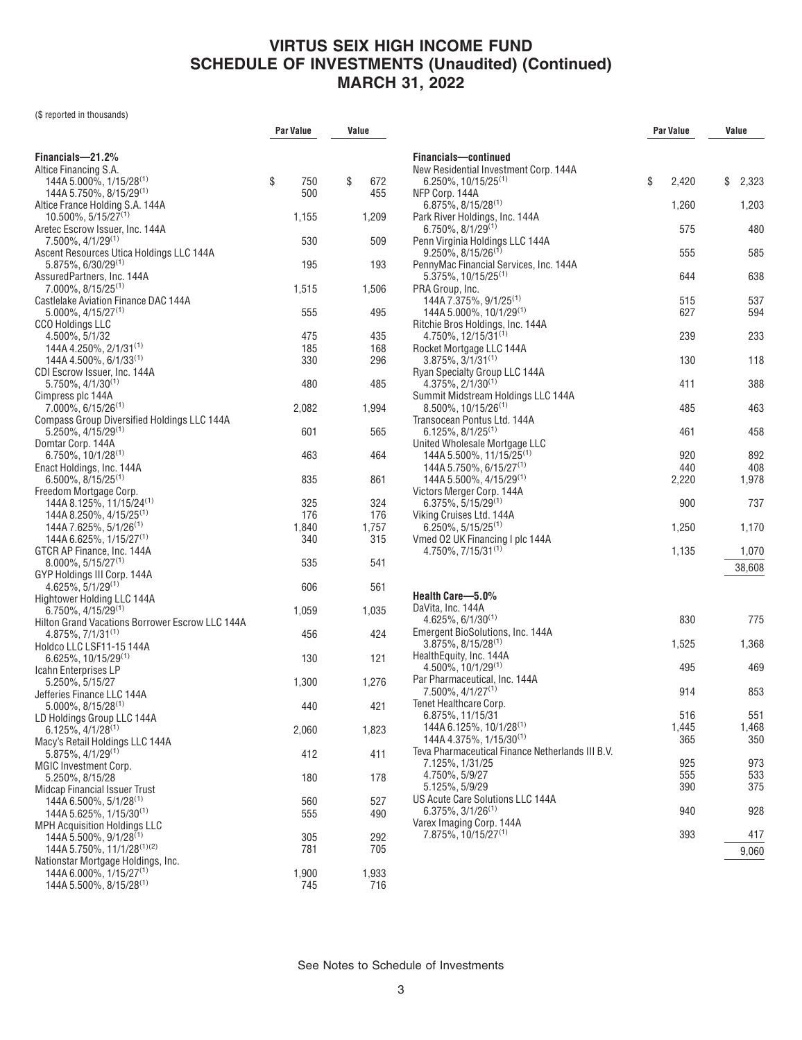# VIRTUS SEIX HIGH INCOME FUND
## SCHEDULE OF INVESTMENTS (Unaudited) (Continued)
## MARCH 31, 2022

($ reported in thousands)

| | Par Value | Value |
|---|---|---|
| **Financials—21.2%** | | |
| Altice Financing S.A. | | |
| 144A 5.000%, 1/15/28[(1)] | $ 750 | $ 672 |
| 144A 5.750%, 8/15/29[(1)] | 500 | 455 |
| Altice France Holding S.A. 144A 10.500%, 5/15/27[(1)] | 1,155 | 1,209 |
| Aretec Escrow Issuer, Inc. 144A 7.500%, 4/1/29[(1)] | 530 | 509 |
| Ascent Resources Utica Holdings LLC 144A 5.875%, 6/30/29[(1)] | 195 | 193 |
| AssuredPartners, Inc. 144A 7.000%, 8/15/25[(1)] | 1,515 | 1,506 |
| Castlelake Aviation Finance DAC 144A 5.000%, 4/15/27[(1)] | 555 | 495 |
| CCO Holdings LLC | | |
| 4.500%, 5/1/32 | 475 | 435 |
| 144A 4.250%, 2/1/31[(1)] | 185 | 168 |
| 144A 4.500%, 6/1/33[(1)] | 330 | 296 |
| CDI Escrow Issuer, Inc. 144A 5.750%, 4/1/30[(1)] | 480 | 485 |
| Cimpress plc 144A 7.000%, 6/15/26[(1)] | 2,082 | 1,994 |
| Compass Group Diversified Holdings LLC 144A 5.250%, 4/15/29[(1)] | 601 | 565 |
| Domtar Corp. 144A 6.750%, 10/1/28[(1)] | 463 | 464 |
| Enact Holdings, Inc. 144A 6.500%, 8/15/25[(1)] | 835 | 861 |
| Freedom Mortgage Corp. | | |
| 144A 8.125%, 11/15/24[(1)] | 325 | 324 |
| 144A 8.250%, 4/15/25[(1)] | 176 | 176 |
| 144A 7.625%, 5/1/26[(1)] | 1,840 | 1,757 |
| 144A 6.625%, 1/15/27[(1)] | 340 | 315 |
| GTCR AP Finance, Inc. 144A 8.000%, 5/15/27[(1)] | 535 | 541 |
| GYP Holdings III Corp. 144A 4.625%, 5/1/29[(1)] | 606 | 561 |
| Hightower Holding LLC 144A 6.750%, 4/15/29[(1)] | 1,059 | 1,035 |
| Hilton Grand Vacations Borrower Escrow LLC 144A 4.875%, 7/1/31[(1)] | 456 | 424 |
| Holdco LLC LSF11-15 144A 6.625%, 10/15/29[(1)] | 130 | 121 |
| Icahn Enterprises LP 5.250%, 5/15/27 | 1,300 | 1,276 |
| Jefferies Finance LLC 144A 5.000%, 8/15/28[(1)] | 440 | 421 |
| LD Holdings Group LLC 144A 6.125%, 4/1/28[(1)] | 2,060 | 1,823 |
| Macy's Retail Holdings LLC 144A 5.875%, 4/1/29[(1)] | 412 | 411 |
| MGIC Investment Corp. 5.250%, 8/15/28 | 180 | 178 |
| Midcap Financial Issuer Trust | | |
| 144A 6.500%, 5/1/28[(1)] | 560 | 527 |
| 144A 5.625%, 1/15/30[(1)] | 555 | 490 |
| MPH Acquisition Holdings LLC | | |
| 144A 5.500%, 9/1/28[(1)] | 305 | 292 |
| 144A 5.750%, 11/1/28[(1)(2)] | 781 | 705 |
| Nationstar Mortgage Holdings, Inc. | | |
| 144A 6.000%, 1/15/27[(1)] | 1,900 | 1,933 |
| 144A 5.500%, 8/15/28[(1)] | 745 | 716 |
| **Financials—continued** | | |
| New Residential Investment Corp. 144A 6.250%, 10/15/25[(1)] | $ 2,420 | $ 2,323 |
| NFP Corp. 144A 6.875%, 8/15/28[(1)] | 1,260 | 1,203 |
| Park River Holdings, Inc. 144A 6.750%, 8/1/29[(1)] | 575 | 480 |
| Penn Virginia Holdings LLC 144A 9.250%, 8/15/26[(1)] | 555 | 585 |
| PennyMac Financial Services, Inc. 144A 5.375%, 10/15/25[(1)] | 644 | 638 |
| PRA Group, Inc. | | |
| 144A 7.375%, 9/1/25[(1)] | 515 | 537 |
| 144A 5.000%, 10/1/29[(1)] | 627 | 594 |
| Ritchie Bros Holdings, Inc. 144A 4.750%, 12/15/31[(1)] | 239 | 233 |
| Rocket Mortgage LLC 144A 3.875%, 3/1/31[(1)] | 130 | 118 |
| Ryan Specialty Group LLC 144A 4.375%, 2/1/30[(1)] | 411 | 388 |
| Summit Midstream Holdings LLC 144A 8.500%, 10/15/26[(1)] | 485 | 463 |
| Transocean Pontus Ltd. 144A 6.125%, 8/1/25[(1)] | 461 | 458 |
| United Wholesale Mortgage LLC | | |
| 144A 5.500%, 11/15/25[(1)] | 920 | 892 |
| 144A 5.750%, 6/15/27[(1)] | 440 | 408 |
| 144A 5.500%, 4/15/29[(1)] | 2,220 | 1,978 |
| Victors Merger Corp. 144A 6.375%, 5/15/29[(1)] | 900 | 737 |
| Viking Cruises Ltd. 144A 6.250%, 5/15/25[(1)] | 1,250 | 1,170 |
| Vmed O2 UK Financing I plc 144A 4.750%, 7/15/31[(1)] | 1,135 | 1,070 |
| | | 38,608 |
| **Health Care—5.0%** | | |
| DaVita, Inc. 144A 4.625%, 6/1/30[(1)] | 830 | 775 |
| Emergent BioSolutions, Inc. 144A 3.875%, 8/15/28[(1)] | 1,525 | 1,368 |
| HealthEquity, Inc. 144A 4.500%, 10/1/29[(1)] | 495 | 469 |
| Par Pharmaceutical, Inc. 144A 7.500%, 4/1/27[(1)] | 914 | 853 |
| Tenet Healthcare Corp. | | |
| 6.875%, 11/15/31 | 516 | 551 |
| 144A 6.125%, 10/1/28[(1)] | 1,445 | 1,468 |
| 144A 4.375%, 1/15/30[(1)] | 365 | 350 |
| Teva Pharmaceutical Finance Netherlands III B.V. | | |
| 7.125%, 1/31/25 | 925 | 973 |
| 4.750%, 5/9/27 | 555 | 533 |
| 5.125%, 5/9/29 | 390 | 375 |
| US Acute Care Solutions LLC 144A 6.375%, 3/1/26[(1)] | 940 | 928 |
| Varex Imaging Corp. 144A 7.875%, 10/15/27[(1)] | 393 | 417 |
| | | 9,060 |

See Notes to Schedule of Investments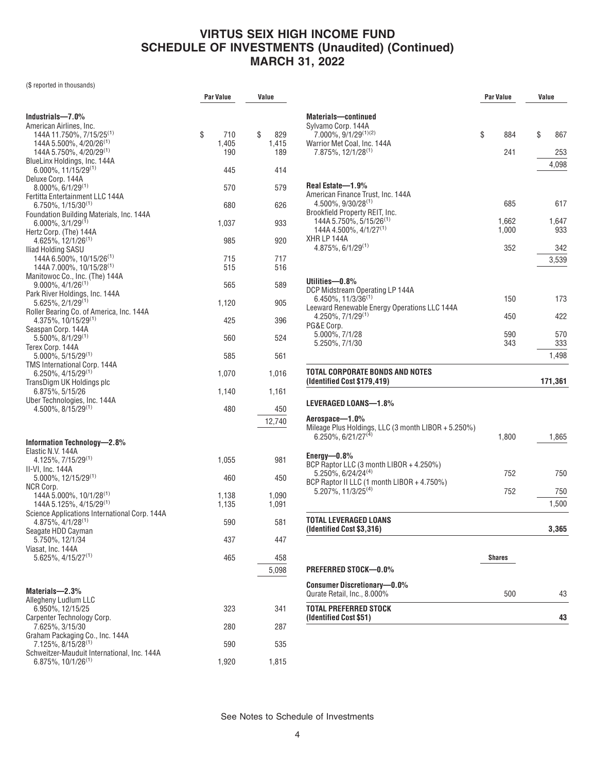# VIRTUS SEIX HIGH INCOME FUND
# SCHEDULE OF INVESTMENTS (Unaudited) (Continued)
# MARCH 31, 2022

($ reported in thousands)

| | Par Value | Value |
|---|---|---|
| **Industrials—7.0%** | | |
| American Airlines, Inc. | | |
| 144A 11.750%, 7/15/25[(1)] | $ 710 | $ 829 |
| 144A 5.500%, 4/20/26[(1)] | 1,405 | 1,415 |
| 144A 5.750%, 4/20/29[(1)] | 190 | 189 |
| BlueLinx Holdings, Inc. 144A 6.000%, 11/15/29[(1)] | 445 | 414 |
| Deluxe Corp. 144A 8.000%, 6/1/29[(1)] | 570 | 579 |
| Fertitta Entertainment LLC 144A 6.750%, 1/15/30[(1)] | 680 | 626 |
| Foundation Building Materials, Inc. 144A 6.000%, 3/1/29[(1)] | 1,037 | 933 |
| Hertz Corp. (The) 144A 4.625%, 12/1/26[(1)] | 985 | 920 |
| Iliad Holding SASU | | |
| 144A 6.500%, 10/15/26[(1)] | 715 | 717 |
| 144A 7.000%, 10/15/28[(1)] | 515 | 516 |
| Manitowoc Co., Inc. (The) 144A 9.000%, 4/1/26[(1)] | 565 | 589 |
| Park River Holdings, Inc. 144A 5.625%, 2/1/29[(1)] | 1,120 | 905 |
| Roller Bearing Co. of America, Inc. 144A 4.375%, 10/15/29[(1)] | 425 | 396 |
| Seaspan Corp. 144A 5.500%, 8/1/29[(1)] | 560 | 524 |
| Terex Corp. 144A 5.000%, 5/15/29[(1)] | 585 | 561 |
| TMS International Corp. 144A 6.250%, 4/15/29[(1)] | 1,070 | 1,016 |
| TransDigm UK Holdings plc 6.875%, 5/15/26 | 1,140 | 1,161 |
| Uber Technologies, Inc. 144A 4.500%, 8/15/29[(1)] | 480 | 450 |
| | | 12,740 |
| **Information Technology—2.8%** | | |
| Elastic N.V. 144A 4.125%, 7/15/29[(1)] | 1,055 | 981 |
| II-VI, Inc. 144A 5.000%, 12/15/29[(1)] | 460 | 450 |
| NCR Corp. | | |
| 144A 5.000%, 10/1/28[(1)] | 1,138 | 1,090 |
| 144A 5.125%, 4/15/29[(1)] | 1,135 | 1,091 |
| Science Applications International Corp. 144A 4.875%, 4/1/28[(1)] | 590 | 581 |
| Seagate HDD Cayman 5.750%, 12/1/34 | 437 | 447 |
| Viasat, Inc. 144A 5.625%, 4/15/27[(1)] | 465 | 458 |
| | | 5,098 |
| **Materials—2.3%** | | |
| Allegheny Ludlum LLC 6.950%, 12/15/25 | 323 | 341 |
| Carpenter Technology Corp. 7.625%, 3/15/30 | 280 | 287 |
| Graham Packaging Co., Inc. 144A 7.125%, 8/15/28[(1)] | 590 | 535 |
| Schweitzer-Mauduit International, Inc. 144A 6.875%, 10/1/26[(1)] | 1,920 | 1,815 |
| **Materials—continued** | | |
| Sylvamo Corp. 144A 7.000%, 9/1/29[(1)(2)] | $ 884 | $ 867 |
| Warrior Met Coal, Inc. 144A 7.875%, 12/1/28[(1)] | 241 | 253 |
| | | 4,098 |
| **Real Estate—1.9%** | | |
| American Finance Trust, Inc. 144A 4.500%, 9/30/28[(1)] | 685 | 617 |
| Brookfield Property REIT, Inc. | | |
| 144A 5.750%, 5/15/26[(1)] | 1,662 | 1,647 |
| 144A 4.500%, 4/1/27[(1)] | 1,000 | 933 |
| XHR LP 144A 4.875%, 6/1/29[(1)] | 352 | 342 |
| | | 3,539 |
| **Utilities—0.8%** | | |
| DCP Midstream Operating LP 144A 6.450%, 11/3/36[(1)] | 150 | 173 |
| Leeward Renewable Energy Operations LLC 144A 4.250%, 7/1/29[(1)] | 450 | 422 |
| PG&E Corp. | | |
| 5.000%, 7/1/28 | 590 | 570 |
| 5.250%, 7/1/30 | 343 | 333 |
| | | 1,498 |
| **TOTAL CORPORATE BONDS AND NOTES (Identified Cost $179,419)** | | **171,361** |
| **LEVERAGED LOANS—1.8%** | | |
| **Aerospace—1.0%** | | |
| Mileage Plus Holdings, LLC (3 month LIBOR + 5.250%) 6.250%, 6/21/27[(4)] | 1,800 | 1,865 |
| **Energy—0.8%** | | |
| BCP Raptor LLC (3 month LIBOR + 4.250%) 5.250%, 6/24/24[(4)] | 752 | 750 |
| BCP Raptor II LLC (1 month LIBOR + 4.750%) 5.207%, 11/3/25[(4)] | 752 | 750 |
| | | 1,500 |
| **TOTAL LEVERAGED LOANS (Identified Cost $3,316)** | | **3,365** |
| | **Shares** | |
| **PREFERRED STOCK—0.0%** | | |
| **Consumer Discretionary—0.0%** | | |
| Qurate Retail, Inc., 8.000% | 500 | 43 |
| **TOTAL PREFERRED STOCK (Identified Cost $51)** | | **43** |

See Notes to Schedule of Investments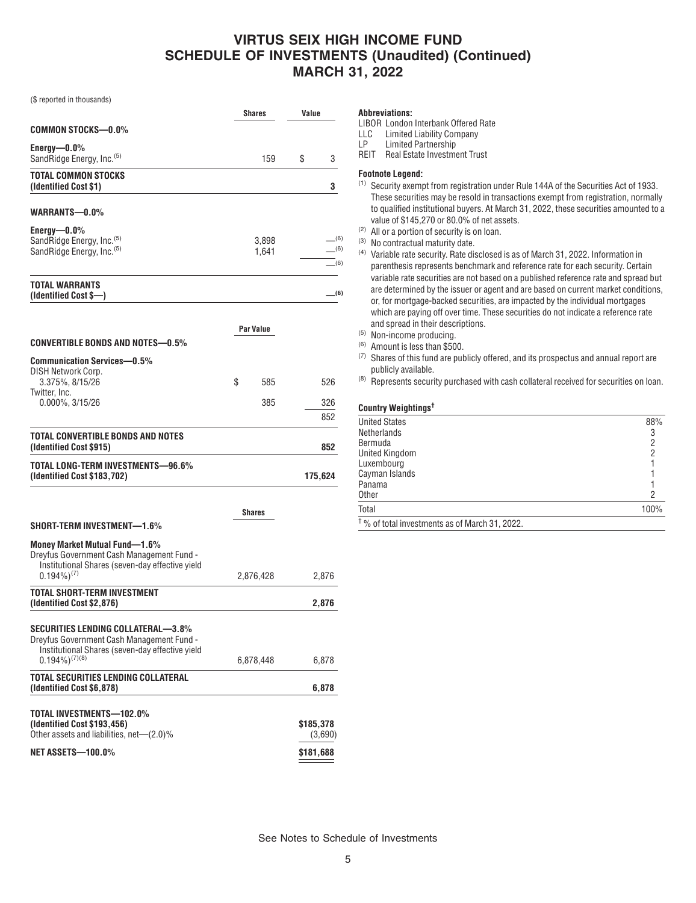# VIRTUS SEIX HIGH INCOME FUND
## SCHEDULE OF INVESTMENTS (Unaudited) (Continued)
## MARCH 31, 2022

($ reported in thousands)

| | Shares | Value |
|---|---|---|
| **COMMON STOCKS—0.0%** | | |
| **Energy—0.0%** | | |
| SandRidge Energy, Inc.[5] | 159 | $ 3 |
| **TOTAL COMMON STOCKS (Identified Cost $1)** | | **3** |
| **WARRANTS—0.0%** | | |
| **Energy—0.0%** | | |
| SandRidge Energy, Inc.[5] | 3,898 | —[6] |
| SandRidge Energy, Inc.[5] | 1,641 | —[6] |
| | | —[6] |
| **TOTAL WARRANTS (Identified Cost $—)** | | **—[6]** |

| | Par Value | |
|---|---|---|
| **CONVERTIBLE BONDS AND NOTES—0.5%** | | |
| **Communication Services—0.5%** | | |
| DISH Network Corp. 3.375%, 8/15/26 | $ 585 | 526 |
| Twitter, Inc. 0.000%, 3/15/26 | 385 | 326 |
| | | 852 |
| **TOTAL CONVERTIBLE BONDS AND NOTES (Identified Cost $915)** | | **852** |
| **TOTAL LONG-TERM INVESTMENTS—96.6% (Identified Cost $183,702)** | | **175,624** |

| | Shares | |
|---|---|---|
| **SHORT-TERM INVESTMENT—1.6%** | | |
| **Money Market Mutual Fund—1.6%** | | |
| Dreyfus Government Cash Management Fund - Institutional Shares (seven-day effective yield 0.194%)[7] | 2,876,428 | 2,876 |
| **TOTAL SHORT-TERM INVESTMENT (Identified Cost $2,876)** | | **2,876** |
| **SECURITIES LENDING COLLATERAL—3.8%** | | |
| Dreyfus Government Cash Management Fund - Institutional Shares (seven-day effective yield 0.194%)[7][8] | 6,878,448 | 6,878 |
| **TOTAL SECURITIES LENDING COLLATERAL (Identified Cost $6,878)** | | **6,878** |
| **TOTAL INVESTMENTS—102.0% (Identified Cost $193,456)** | | **$185,378** |
| Other assets and liabilities, net—(2.0)% | | (3,690) |
| **NET ASSETS—100.0%** | | **$181,688** |

**Abbreviations:**

LIBOR London Interbank Offered Rate
LLC Limited Liability Company
LP Limited Partnership
REIT Real Estate Investment Trust

**Footnote Legend:**

[1] Security exempt from registration under Rule 144A of the Securities Act of 1933. These securities may be resold in transactions exempt from registration, normally to qualified institutional buyers. At March 31, 2022, these securities amounted to a value of $145,270 or 80.0% of net assets.
[2] All or a portion of security is on loan.
[3] No contractual maturity date.
[4] Variable rate security. Rate disclosed is as of March 31, 2022. Information in parenthesis represents benchmark and reference rate for each security. Certain variable rate securities are not based on a published reference rate and spread but are determined by the issuer or agent and are based on current market conditions, or, for mortgage-backed securities, are impacted by the individual mortgages which are paying off over time. These securities do not indicate a reference rate and spread in their descriptions.
[5] Non-income producing.
[6] Amount is less than $500.
[7] Shares of this fund are publicly offered, and its prospectus and annual report are publicly available.
[8] Represents security purchased with cash collateral received for securities on loan.

| Country Weightings† | |
|---|---|
| United States | 88% |
| Netherlands | 3 |
| Bermuda | 2 |
| United Kingdom | 2 |
| Luxembourg | 1 |
| Cayman Islands | 1 |
| Panama | 1 |
| Other | 2 |
| Total | 100% |

† % of total investments as of March 31, 2022.

See Notes to Schedule of Investments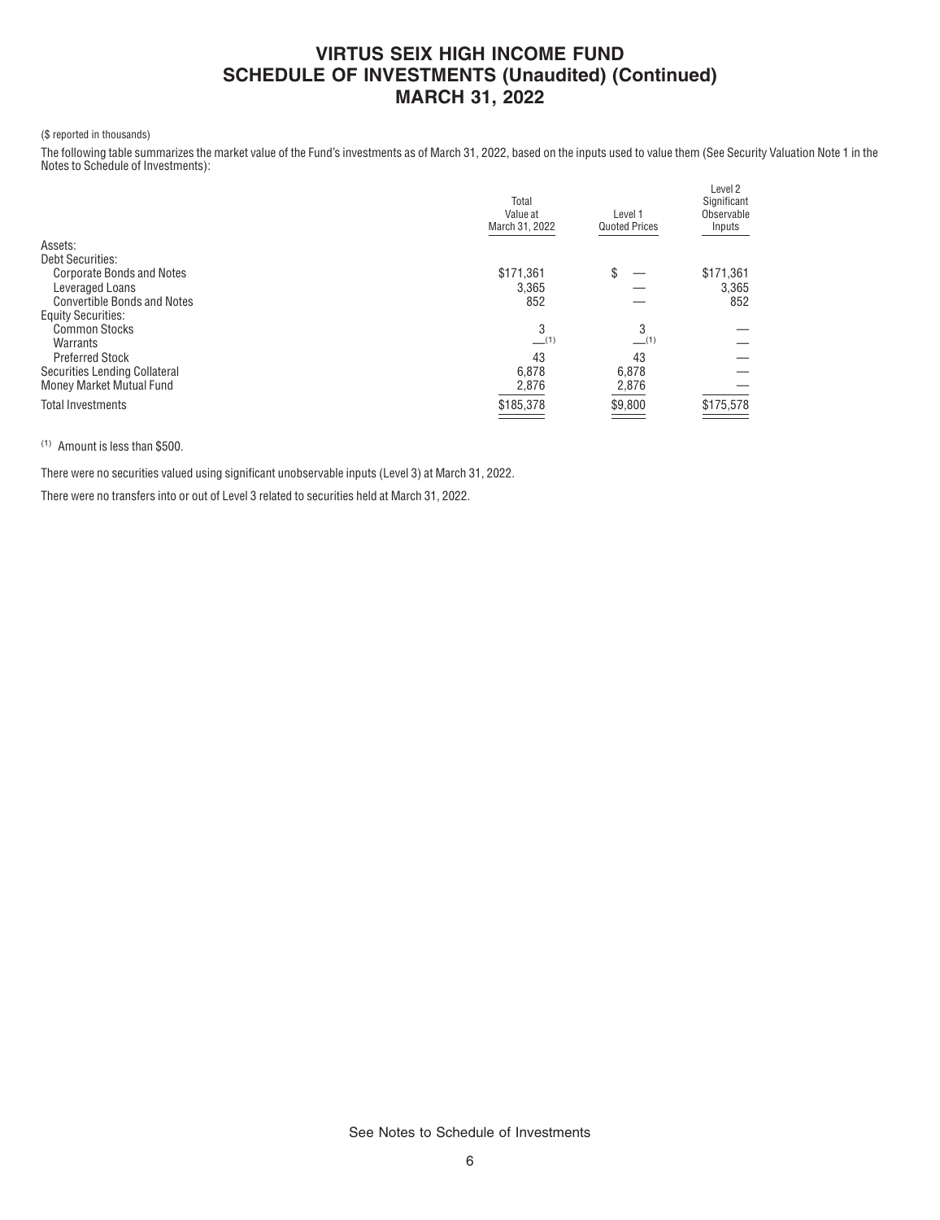# VIRTUS SEIX HIGH INCOME FUND
## SCHEDULE OF INVESTMENTS (Unaudited) (Continued)
## MARCH 31, 2022

($ reported in thousands)

The following table summarizes the market value of the Fund's investments as of March 31, 2022, based on the inputs used to value them (See Security Valuation Note 1 in the Notes to Schedule of Investments):

| | Total Value at March 31, 2022 | Level 1 Quoted Prices | Level 2 Significant Observable Inputs |
|---|---|---|---|
| Assets: | | | |
| Debt Securities: | | | |
| Corporate Bonds and Notes | $171,361 | $ — | $171,361 |
| Leveraged Loans | 3,365 | — | 3,365 |
| Convertible Bonds and Notes | 852 | — | 852 |
| Equity Securities: | | | |
| Common Stocks | 3 | 3 | — |
| Warrants | —(1) | —(1) | — |
| Preferred Stock | 43 | 43 | — |
| Securities Lending Collateral | 6,878 | 6,878 | — |
| Money Market Mutual Fund | 2,876 | 2,876 | — |
| Total Investments | $185,378 | $9,800 | $175,578 |

(1) Amount is less than $500.

There were no securities valued using significant unobservable inputs (Level 3) at March 31, 2022.

There were no transfers into or out of Level 3 related to securities held at March 31, 2022.

See Notes to Schedule of Investments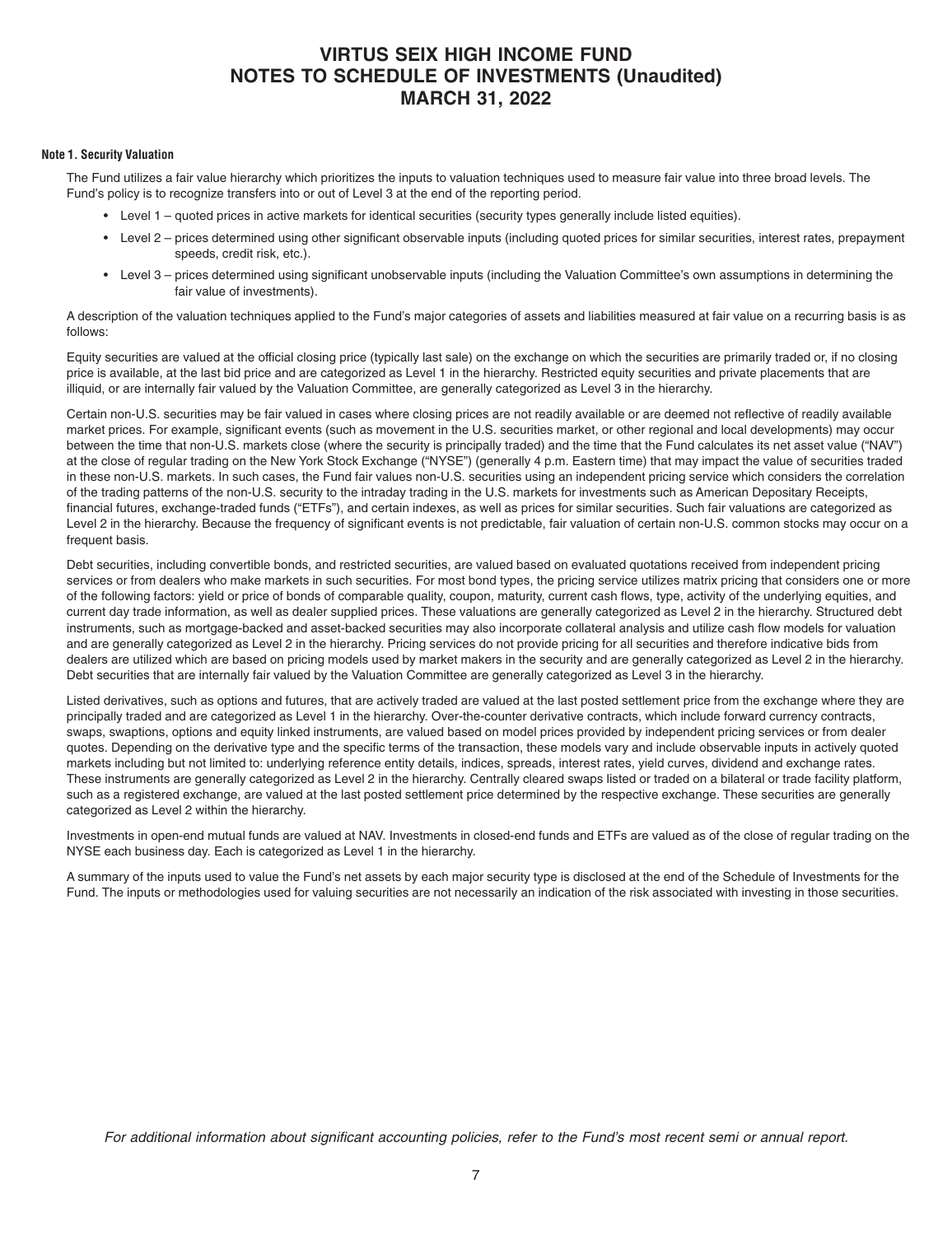# VIRTUS SEIX HIGH INCOME FUND
# NOTES TO SCHEDULE OF INVESTMENTS (Unaudited)
# MARCH 31, 2022

**Note 1. Security Valuation**

The Fund utilizes a fair value hierarchy which prioritizes the inputs to valuation techniques used to measure fair value into three broad levels. The Fund's policy is to recognize transfers into or out of Level 3 at the end of the reporting period.

- Level 1 – quoted prices in active markets for identical securities (security types generally include listed equities).
- Level 2 – prices determined using other significant observable inputs (including quoted prices for similar securities, interest rates, prepayment speeds, credit risk, etc.).
- Level 3 – prices determined using significant unobservable inputs (including the Valuation Committee's own assumptions in determining the fair value of investments).

A description of the valuation techniques applied to the Fund's major categories of assets and liabilities measured at fair value on a recurring basis is as follows:

Equity securities are valued at the official closing price (typically last sale) on the exchange on which the securities are primarily traded or, if no closing price is available, at the last bid price and are categorized as Level 1 in the hierarchy. Restricted equity securities and private placements that are illiquid, or are internally fair valued by the Valuation Committee, are generally categorized as Level 3 in the hierarchy.

Certain non-U.S. securities may be fair valued in cases where closing prices are not readily available or are deemed not reflective of readily available market prices. For example, significant events (such as movement in the U.S. securities market, or other regional and local developments) may occur between the time that non-U.S. markets close (where the security is principally traded) and the time that the Fund calculates its net asset value ("NAV") at the close of regular trading on the New York Stock Exchange ("NYSE") (generally 4 p.m. Eastern time) that may impact the value of securities traded in these non-U.S. markets. In such cases, the Fund fair values non-U.S. securities using an independent pricing service which considers the correlation of the trading patterns of the non-U.S. security to the intraday trading in the U.S. markets for investments such as American Depositary Receipts, financial futures, exchange-traded funds ("ETFs"), and certain indexes, as well as prices for similar securities. Such fair valuations are categorized as Level 2 in the hierarchy. Because the frequency of significant events is not predictable, fair valuation of certain non-U.S. common stocks may occur on a frequent basis.

Debt securities, including convertible bonds, and restricted securities, are valued based on evaluated quotations received from independent pricing services or from dealers who make markets in such securities. For most bond types, the pricing service utilizes matrix pricing that considers one or more of the following factors: yield or price of bonds of comparable quality, coupon, maturity, current cash flows, type, activity of the underlying equities, and current day trade information, as well as dealer supplied prices. These valuations are generally categorized as Level 2 in the hierarchy. Structured debt instruments, such as mortgage-backed and asset-backed securities may also incorporate collateral analysis and utilize cash flow models for valuation and are generally categorized as Level 2 in the hierarchy. Pricing services do not provide pricing for all securities and therefore indicative bids from dealers are utilized which are based on pricing models used by market makers in the security and are generally categorized as Level 2 in the hierarchy. Debt securities that are internally fair valued by the Valuation Committee are generally categorized as Level 3 in the hierarchy.

Listed derivatives, such as options and futures, that are actively traded are valued at the last posted settlement price from the exchange where they are principally traded and are categorized as Level 1 in the hierarchy. Over-the-counter derivative contracts, which include forward currency contracts, swaps, swaptions, options and equity linked instruments, are valued based on model prices provided by independent pricing services or from dealer quotes. Depending on the derivative type and the specific terms of the transaction, these models vary and include observable inputs in actively quoted markets including but not limited to: underlying reference entity details, indices, spreads, interest rates, yield curves, dividend and exchange rates. These instruments are generally categorized as Level 2 in the hierarchy. Centrally cleared swaps listed or traded on a bilateral or trade facility platform, such as a registered exchange, are valued at the last posted settlement price determined by the respective exchange. These securities are generally categorized as Level 2 within the hierarchy.

Investments in open-end mutual funds are valued at NAV. Investments in closed-end funds and ETFs are valued as of the close of regular trading on the NYSE each business day. Each is categorized as Level 1 in the hierarchy.

A summary of the inputs used to value the Fund's net assets by each major security type is disclosed at the end of the Schedule of Investments for the Fund. The inputs or methodologies used for valuing securities are not necessarily an indication of the risk associated with investing in those securities.

*For additional information about significant accounting policies, refer to the Fund's most recent semi or annual report.*